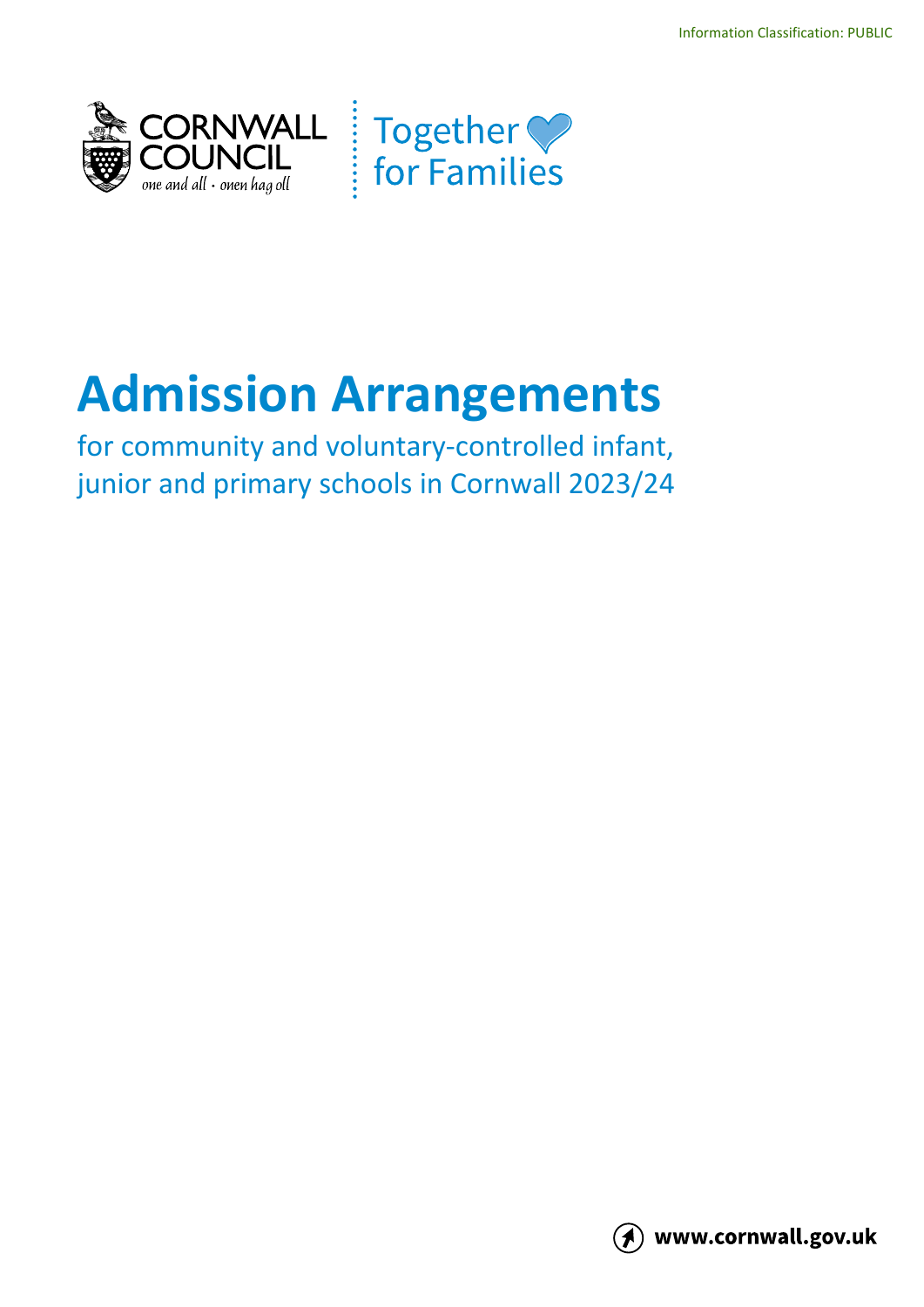Information Classification: PUBLIC

CORNWALL COUNCIL
one and all · onen hag oll

Together for Families

# Admission Arrangements

for community and voluntary-controlled infant, junior and primary schools in Cornwall 2023/24

www.cornwall.gov.uk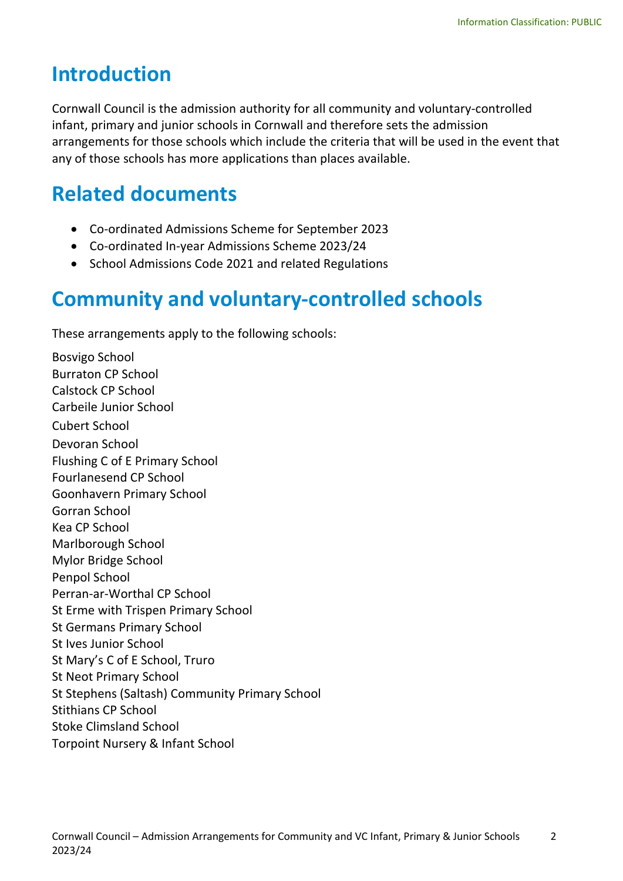## Introduction

Cornwall Council is the admission authority for all community and voluntary-controlled infant, primary and junior schools in Cornwall and therefore sets the admission arrangements for those schools which include the criteria that will be used in the event that any of those schools has more applications than places available.

## Related documents

- Co-ordinated Admissions Scheme for September 2023
- Co-ordinated In-year Admissions Scheme 2023/24
- School Admissions Code 2021 and related Regulations

## Community and voluntary-controlled schools

These arrangements apply to the following schools:

Bosvigo School
Burraton CP School
Calstock CP School
Carbeile Junior School
Cubert School
Devoran School
Flushing C of E Primary School
Fourlanesend CP School
Goonhavern Primary School
Gorran School
Kea CP School
Marlborough School
Mylor Bridge School
Penpol School
Perran-ar-Worthal CP School
St Erme with Trispen Primary School
St Germans Primary School
St Ives Junior School
St Mary's C of E School, Truro
St Neot Primary School
St Stephens (Saltash) Community Primary School
Stithians CP School
Stoke Climsland School
Torpoint Nursery & Infant School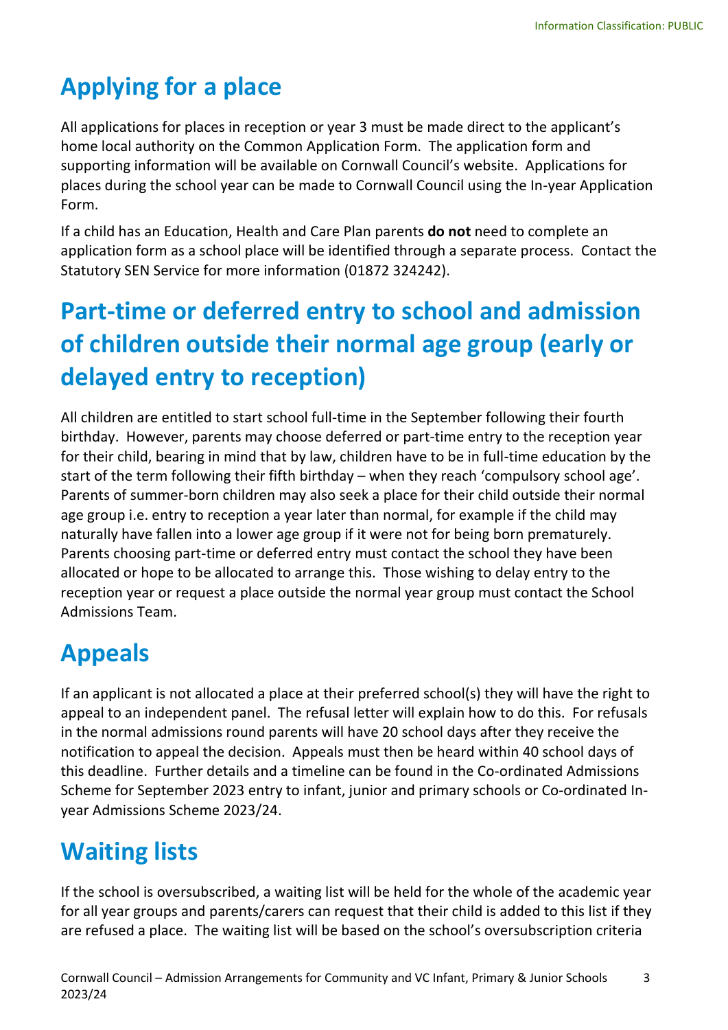## Applying for a place

All applications for places in reception or year 3 must be made direct to the applicant's home local authority on the Common Application Form. The application form and supporting information will be available on Cornwall Council's website. Applications for places during the school year can be made to Cornwall Council using the In-year Application Form.

If a child has an Education, Health and Care Plan parents **do not** need to complete an application form as a school place will be identified through a separate process. Contact the Statutory SEN Service for more information (01872 324242).

## Part-time or deferred entry to school and admission of children outside their normal age group (early or delayed entry to reception)

All children are entitled to start school full-time in the September following their fourth birthday. However, parents may choose deferred or part-time entry to the reception year for their child, bearing in mind that by law, children have to be in full-time education by the start of the term following their fifth birthday – when they reach 'compulsory school age'. Parents of summer-born children may also seek a place for their child outside their normal age group i.e. entry to reception a year later than normal, for example if the child may naturally have fallen into a lower age group if it were not for being born prematurely. Parents choosing part-time or deferred entry must contact the school they have been allocated or hope to be allocated to arrange this. Those wishing to delay entry to the reception year or request a place outside the normal year group must contact the School Admissions Team.

## Appeals

If an applicant is not allocated a place at their preferred school(s) they will have the right to appeal to an independent panel. The refusal letter will explain how to do this. For refusals in the normal admissions round parents will have 20 school days after they receive the notification to appeal the decision. Appeals must then be heard within 40 school days of this deadline. Further details and a timeline can be found in the Co-ordinated Admissions Scheme for September 2023 entry to infant, junior and primary schools or Co-ordinated In-year Admissions Scheme 2023/24.

## Waiting lists

If the school is oversubscribed, a waiting list will be held for the whole of the academic year for all year groups and parents/carers can request that their child is added to this list if they are refused a place. The waiting list will be based on the school's oversubscription criteria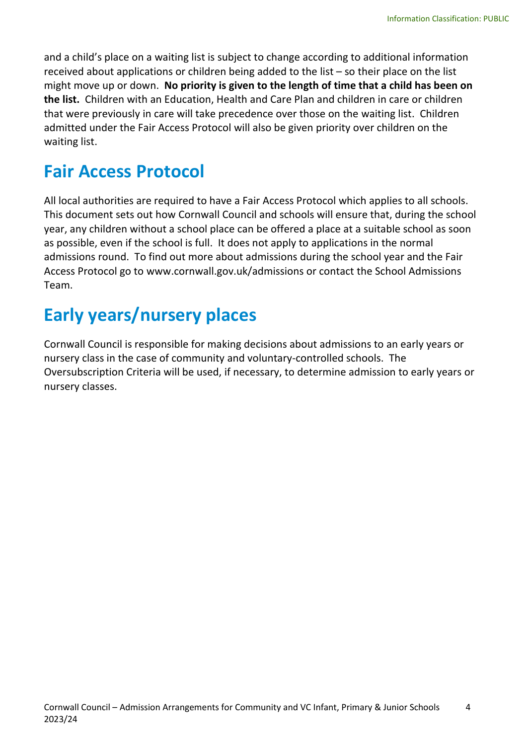and a child's place on a waiting list is subject to change according to additional information received about applications or children being added to the list – so their place on the list might move up or down. **No priority is given to the length of time that a child has been on the list.** Children with an Education, Health and Care Plan and children in care or children that were previously in care will take precedence over those on the waiting list. Children admitted under the Fair Access Protocol will also be given priority over children on the waiting list.

## Fair Access Protocol

All local authorities are required to have a Fair Access Protocol which applies to all schools. This document sets out how Cornwall Council and schools will ensure that, during the school year, any children without a school place can be offered a place at a suitable school as soon as possible, even if the school is full. It does not apply to applications in the normal admissions round. To find out more about admissions during the school year and the Fair Access Protocol go to www.cornwall.gov.uk/admissions or contact the School Admissions Team.

## Early years/nursery places

Cornwall Council is responsible for making decisions about admissions to an early years or nursery class in the case of community and voluntary-controlled schools. The Oversubscription Criteria will be used, if necessary, to determine admission to early years or nursery classes.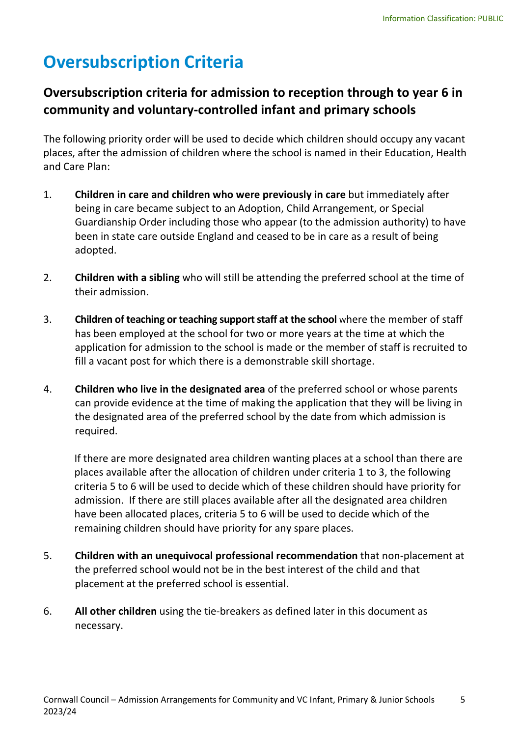# Oversubscription Criteria

## Oversubscription criteria for admission to reception through to year 6 in community and voluntary-controlled infant and primary schools

The following priority order will be used to decide which children should occupy any vacant places, after the admission of children where the school is named in their Education, Health and Care Plan:

1. **Children in care and children who were previously in care** but immediately after being in care became subject to an Adoption, Child Arrangement, or Special Guardianship Order including those who appear (to the admission authority) to have been in state care outside England and ceased to be in care as a result of being adopted.

2. **Children with a sibling** who will still be attending the preferred school at the time of their admission.

3. **Children of teaching or teaching support staff at the school** where the member of staff has been employed at the school for two or more years at the time at which the application for admission to the school is made or the member of staff is recruited to fill a vacant post for which there is a demonstrable skill shortage.

4. **Children who live in the designated area** of the preferred school or whose parents can provide evidence at the time of making the application that they will be living in the designated area of the preferred school by the date from which admission is required.

   If there are more designated area children wanting places at a school than there are places available after the allocation of children under criteria 1 to 3, the following criteria 5 to 6 will be used to decide which of these children should have priority for admission. If there are still places available after all the designated area children have been allocated places, criteria 5 to 6 will be used to decide which of the remaining children should have priority for any spare places.

5. **Children with an unequivocal professional recommendation** that non-placement at the preferred school would not be in the best interest of the child and that placement at the preferred school is essential.

6. **All other children** using the tie-breakers as defined later in this document as necessary.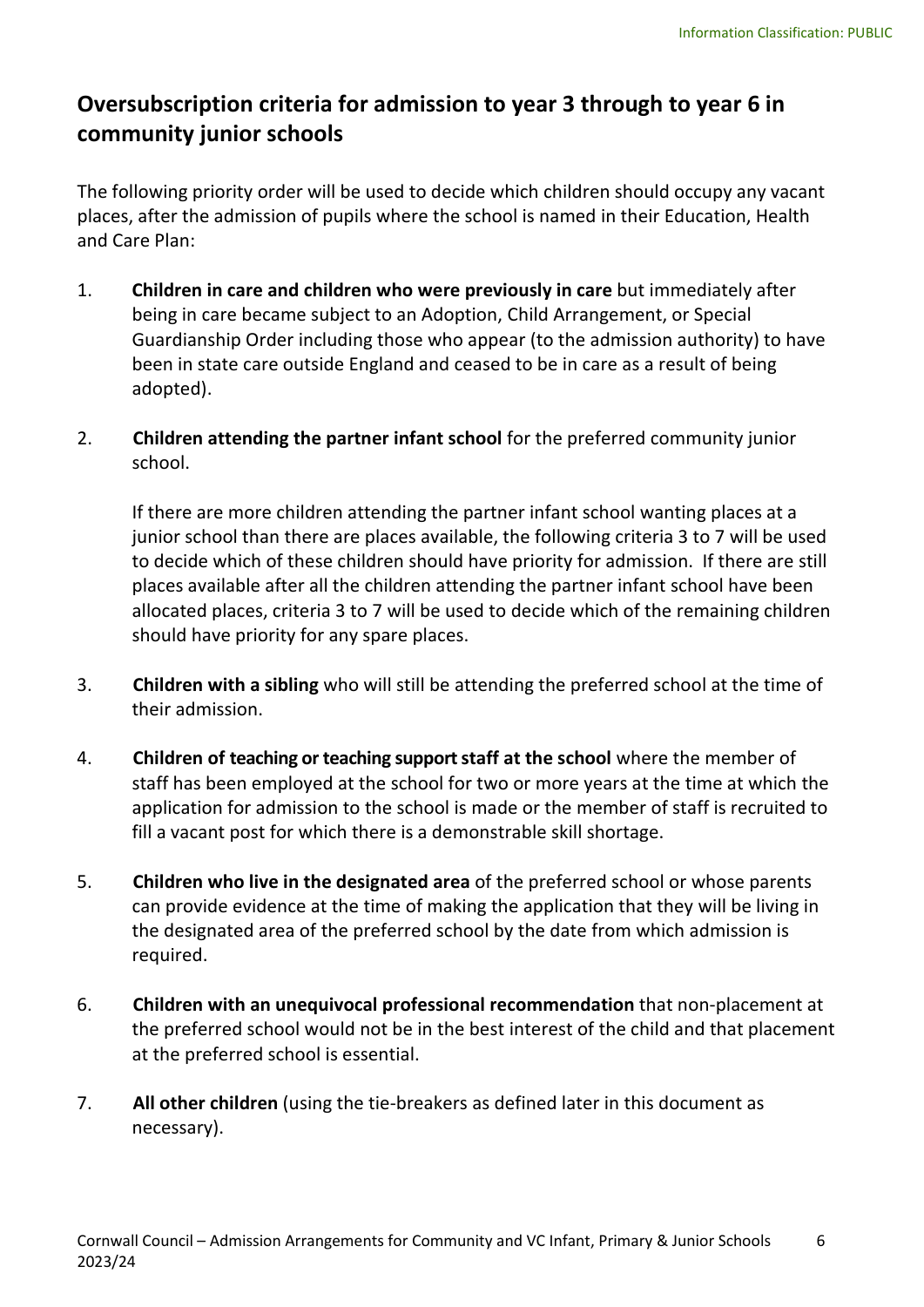## Oversubscription criteria for admission to year 3 through to year 6 in community junior schools

The following priority order will be used to decide which children should occupy any vacant places, after the admission of pupils where the school is named in their Education, Health and Care Plan:

1. **Children in care and children who were previously in care** but immediately after being in care became subject to an Adoption, Child Arrangement, or Special Guardianship Order including those who appear (to the admission authority) to have been in state care outside England and ceased to be in care as a result of being adopted).

2. **Children attending the partner infant school** for the preferred community junior school.

   If there are more children attending the partner infant school wanting places at a junior school than there are places available, the following criteria 3 to 7 will be used to decide which of these children should have priority for admission. If there are still places available after all the children attending the partner infant school have been allocated places, criteria 3 to 7 will be used to decide which of the remaining children should have priority for any spare places.

3. **Children with a sibling** who will still be attending the preferred school at the time of their admission.

4. **Children of teaching or teaching support staff at the school** where the member of staff has been employed at the school for two or more years at the time at which the application for admission to the school is made or the member of staff is recruited to fill a vacant post for which there is a demonstrable skill shortage.

5. **Children who live in the designated area** of the preferred school or whose parents can provide evidence at the time of making the application that they will be living in the designated area of the preferred school by the date from which admission is required.

6. **Children with an unequivocal professional recommendation** that non-placement at the preferred school would not be in the best interest of the child and that placement at the preferred school is essential.

7. **All other children** (using the tie-breakers as defined later in this document as necessary).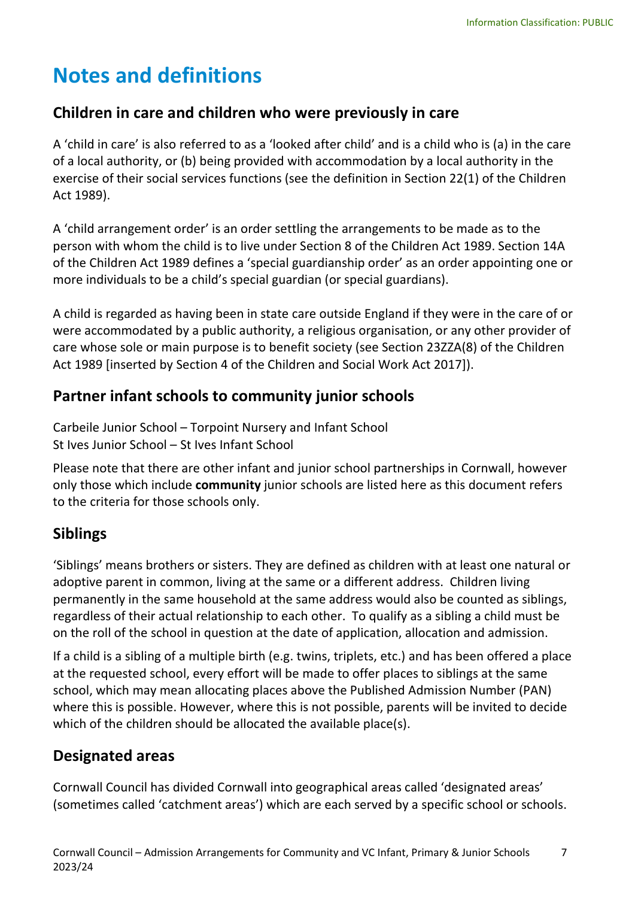# Notes and definitions

## Children in care and children who were previously in care

A 'child in care' is also referred to as a 'looked after child' and is a child who is (a) in the care of a local authority, or (b) being provided with accommodation by a local authority in the exercise of their social services functions (see the definition in Section 22(1) of the Children Act 1989).

A 'child arrangement order' is an order settling the arrangements to be made as to the person with whom the child is to live under Section 8 of the Children Act 1989. Section 14A of the Children Act 1989 defines a 'special guardianship order' as an order appointing one or more individuals to be a child's special guardian (or special guardians).

A child is regarded as having been in state care outside England if they were in the care of or were accommodated by a public authority, a religious organisation, or any other provider of care whose sole or main purpose is to benefit society (see Section 23ZZA(8) of the Children Act 1989 [inserted by Section 4 of the Children and Social Work Act 2017]).

## Partner infant schools to community junior schools

Carbeile Junior School – Torpoint Nursery and Infant School
St Ives Junior School – St Ives Infant School

Please note that there are other infant and junior school partnerships in Cornwall, however only those which include **community** junior schools are listed here as this document refers to the criteria for those schools only.

## Siblings

'Siblings' means brothers or sisters. They are defined as children with at least one natural or adoptive parent in common, living at the same or a different address. Children living permanently in the same household at the same address would also be counted as siblings, regardless of their actual relationship to each other. To qualify as a sibling a child must be on the roll of the school in question at the date of application, allocation and admission.

If a child is a sibling of a multiple birth (e.g. twins, triplets, etc.) and has been offered a place at the requested school, every effort will be made to offer places to siblings at the same school, which may mean allocating places above the Published Admission Number (PAN) where this is possible. However, where this is not possible, parents will be invited to decide which of the children should be allocated the available place(s).

## Designated areas

Cornwall Council has divided Cornwall into geographical areas called 'designated areas' (sometimes called 'catchment areas') which are each served by a specific school or schools.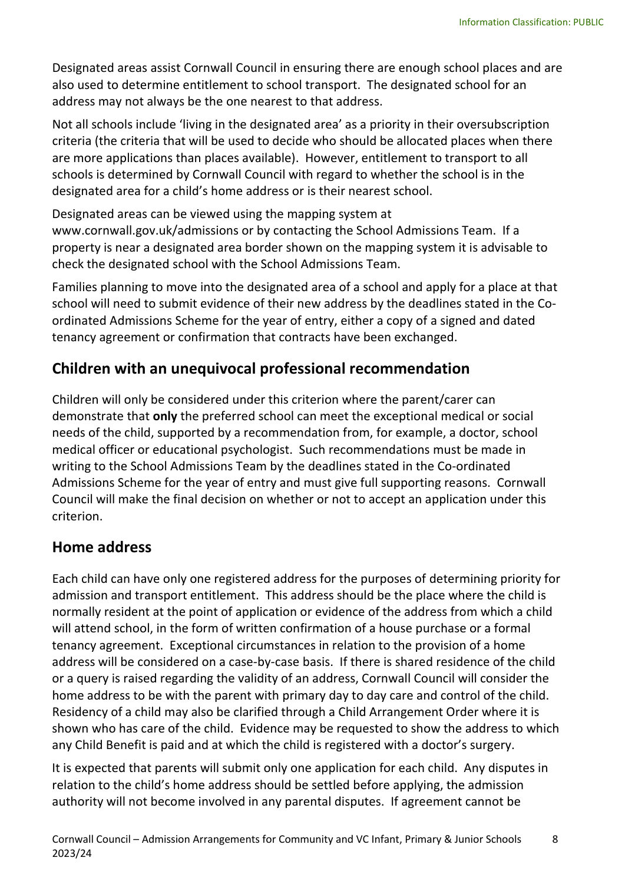Designated areas assist Cornwall Council in ensuring there are enough school places and are also used to determine entitlement to school transport. The designated school for an address may not always be the one nearest to that address.

Not all schools include 'living in the designated area' as a priority in their oversubscription criteria (the criteria that will be used to decide who should be allocated places when there are more applications than places available). However, entitlement to transport to all schools is determined by Cornwall Council with regard to whether the school is in the designated area for a child's home address or is their nearest school.

Designated areas can be viewed using the mapping system at www.cornwall.gov.uk/admissions or by contacting the School Admissions Team. If a property is near a designated area border shown on the mapping system it is advisable to check the designated school with the School Admissions Team.

Families planning to move into the designated area of a school and apply for a place at that school will need to submit evidence of their new address by the deadlines stated in the Co-ordinated Admissions Scheme for the year of entry, either a copy of a signed and dated tenancy agreement or confirmation that contracts have been exchanged.

## Children with an unequivocal professional recommendation

Children will only be considered under this criterion where the parent/carer can demonstrate that **only** the preferred school can meet the exceptional medical or social needs of the child, supported by a recommendation from, for example, a doctor, school medical officer or educational psychologist. Such recommendations must be made in writing to the School Admissions Team by the deadlines stated in the Co-ordinated Admissions Scheme for the year of entry and must give full supporting reasons. Cornwall Council will make the final decision on whether or not to accept an application under this criterion.

## Home address

Each child can have only one registered address for the purposes of determining priority for admission and transport entitlement. This address should be the place where the child is normally resident at the point of application or evidence of the address from which a child will attend school, in the form of written confirmation of a house purchase or a formal tenancy agreement. Exceptional circumstances in relation to the provision of a home address will be considered on a case-by-case basis. If there is shared residence of the child or a query is raised regarding the validity of an address, Cornwall Council will consider the home address to be with the parent with primary day to day care and control of the child. Residency of a child may also be clarified through a Child Arrangement Order where it is shown who has care of the child. Evidence may be requested to show the address to which any Child Benefit is paid and at which the child is registered with a doctor's surgery.

It is expected that parents will submit only one application for each child. Any disputes in relation to the child's home address should be settled before applying, the admission authority will not become involved in any parental disputes. If agreement cannot be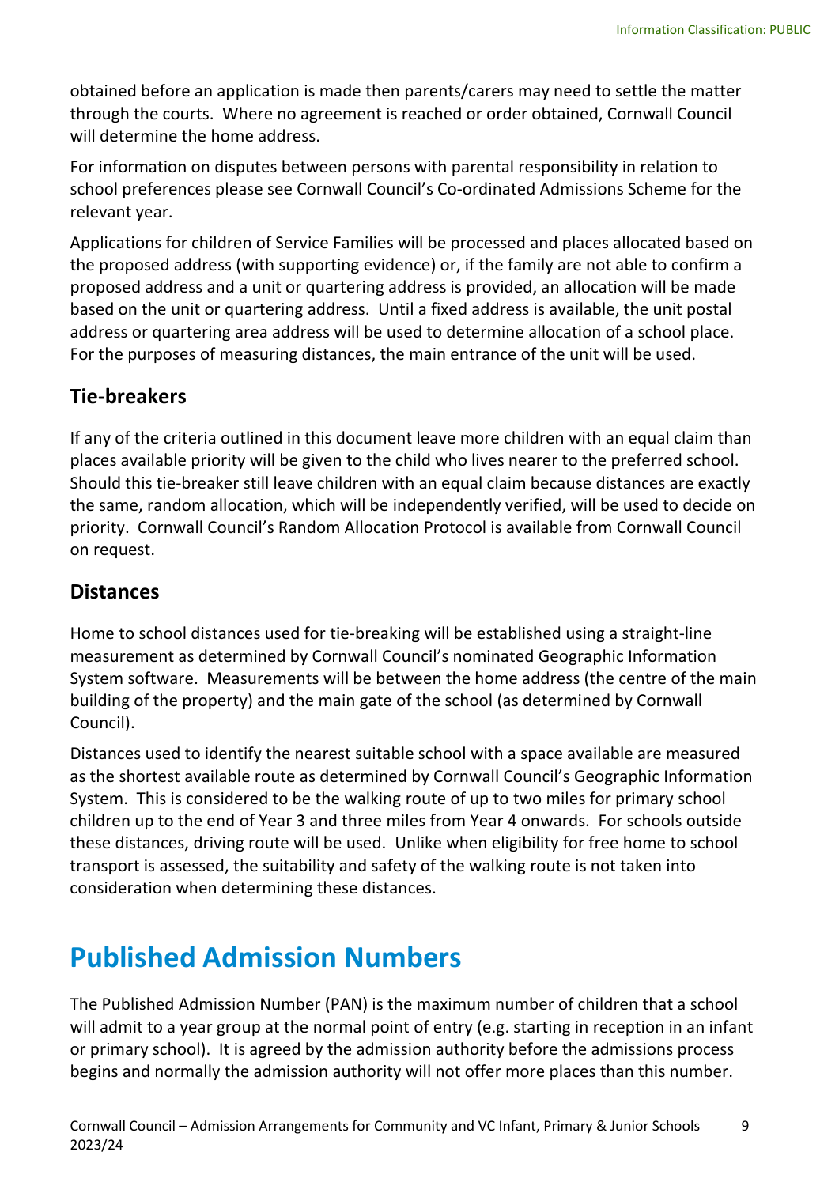obtained before an application is made then parents/carers may need to settle the matter through the courts. Where no agreement is reached or order obtained, Cornwall Council will determine the home address.

For information on disputes between persons with parental responsibility in relation to school preferences please see Cornwall Council's Co-ordinated Admissions Scheme for the relevant year.

Applications for children of Service Families will be processed and places allocated based on the proposed address (with supporting evidence) or, if the family are not able to confirm a proposed address and a unit or quartering address is provided, an allocation will be made based on the unit or quartering address. Until a fixed address is available, the unit postal address or quartering area address will be used to determine allocation of a school place. For the purposes of measuring distances, the main entrance of the unit will be used.

## Tie-breakers

If any of the criteria outlined in this document leave more children with an equal claim than places available priority will be given to the child who lives nearer to the preferred school. Should this tie-breaker still leave children with an equal claim because distances are exactly the same, random allocation, which will be independently verified, will be used to decide on priority. Cornwall Council's Random Allocation Protocol is available from Cornwall Council on request.

## Distances

Home to school distances used for tie-breaking will be established using a straight-line measurement as determined by Cornwall Council's nominated Geographic Information System software. Measurements will be between the home address (the centre of the main building of the property) and the main gate of the school (as determined by Cornwall Council).

Distances used to identify the nearest suitable school with a space available are measured as the shortest available route as determined by Cornwall Council's Geographic Information System. This is considered to be the walking route of up to two miles for primary school children up to the end of Year 3 and three miles from Year 4 onwards. For schools outside these distances, driving route will be used. Unlike when eligibility for free home to school transport is assessed, the suitability and safety of the walking route is not taken into consideration when determining these distances.

# Published Admission Numbers

The Published Admission Number (PAN) is the maximum number of children that a school will admit to a year group at the normal point of entry (e.g. starting in reception in an infant or primary school). It is agreed by the admission authority before the admissions process begins and normally the admission authority will not offer more places than this number.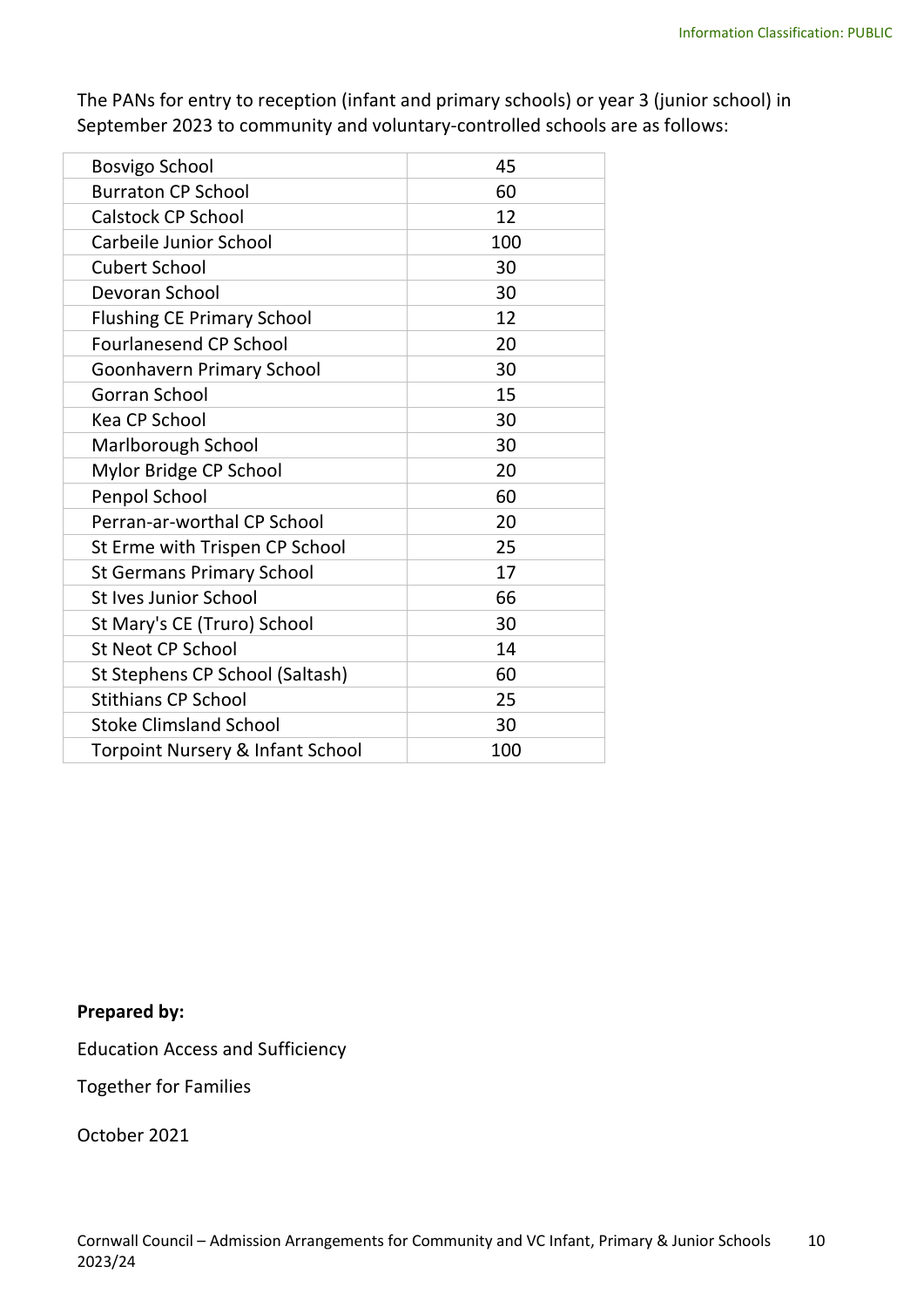The PANs for entry to reception (infant and primary schools) or year 3 (junior school) in September 2023 to community and voluntary-controlled schools are as follows:

| School | PAN |
|---|---|
| Bosvigo School | 45 |
| Burraton CP School | 60 |
| Calstock CP School | 12 |
| Carbeile Junior School | 100 |
| Cubert School | 30 |
| Devoran School | 30 |
| Flushing CE Primary School | 12 |
| Fourlanesend CP School | 20 |
| Goonhavern Primary School | 30 |
| Gorran School | 15 |
| Kea CP School | 30 |
| Marlborough School | 30 |
| Mylor Bridge CP School | 20 |
| Penpol School | 60 |
| Perran-ar-worthal CP School | 20 |
| St Erme with Trispen CP School | 25 |
| St Germans Primary School | 17 |
| St Ives Junior School | 66 |
| St Mary's CE (Truro) School | 30 |
| St Neot CP School | 14 |
| St Stephens CP School (Saltash) | 60 |
| Stithians CP School | 25 |
| Stoke Climsland School | 30 |
| Torpoint Nursery & Infant School | 100 |

**Prepared by:**

Education Access and Sufficiency

Together for Families

October 2021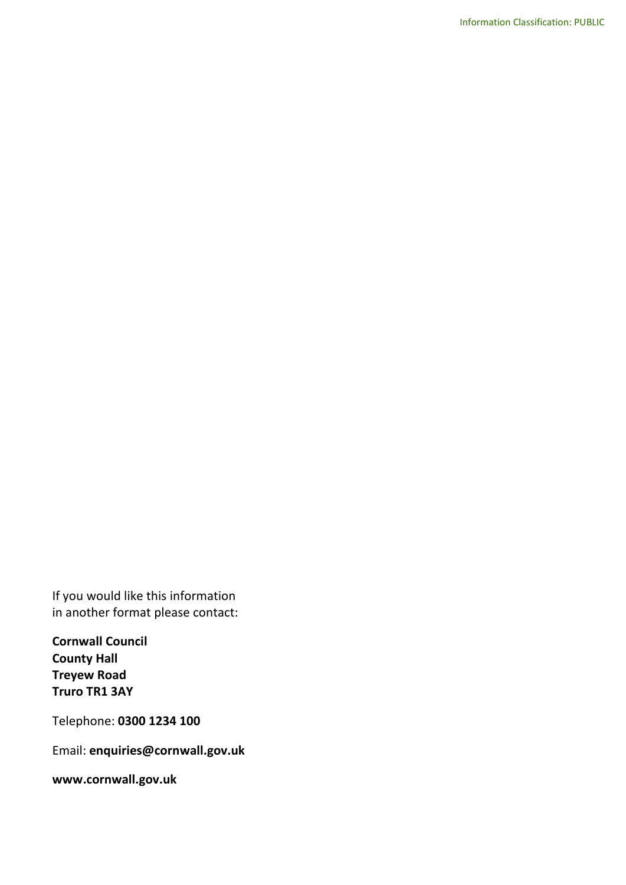If you would like this information in another format please contact:

**Cornwall Council**
**County Hall**
**Treyew Road**
**Truro TR1 3AY**

Telephone: **0300 1234 100**

Email: **enquiries@cornwall.gov.uk**

**www.cornwall.gov.uk**